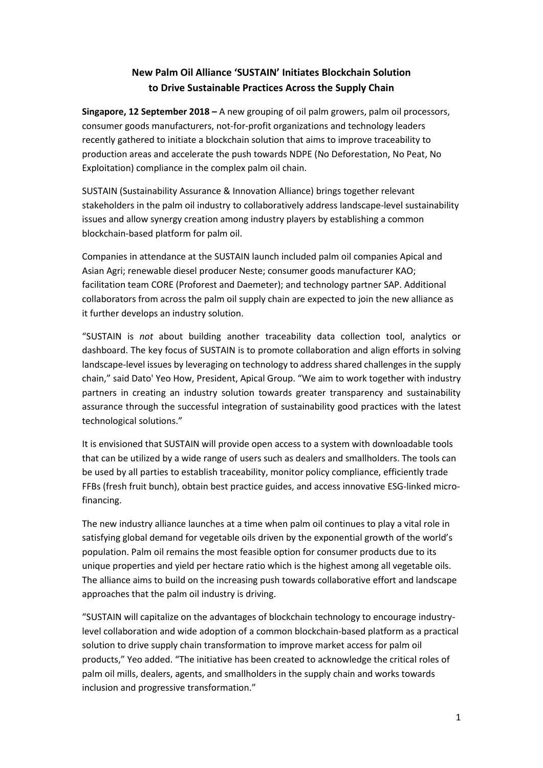# New Palm Oil Alliance 'SUSTAIN' Initiates Blockchain Solution to Drive Sustainable Practices Across the Supply Chain

**Singapore, 12 September 2018 –** A new grouping of oil palm growers, palm oil processors, consumer goods manufacturers, not-for-profit organizations and technology leaders recently gathered to initiate a blockchain solution that aims to improve traceability to production areas and accelerate the push towards NDPE (No Deforestation, No Peat, No Exploitation) compliance in the complex palm oil chain.

SUSTAIN (Sustainability Assurance & Innovation Alliance) brings together relevant stakeholders in the palm oil industry to collaboratively address landscape-level sustainability issues and allow synergy creation among industry players by establishing a common blockchain-based platform for palm oil.

Companies in attendance at the SUSTAIN launch included palm oil companies Apical and Asian Agri; renewable diesel producer Neste; consumer goods manufacturer KAO; facilitation team CORE (Proforest and Daemeter); and technology partner SAP. Additional collaborators from across the palm oil supply chain are expected to join the new alliance as it further develops an industry solution.

"SUSTAIN is *not* about building another traceability data collection tool, analytics or dashboard. The key focus of SUSTAIN is to promote collaboration and align efforts in solving landscape-level issues by leveraging on technology to address shared challenges in the supply chain," said Dato' Yeo How, President, Apical Group. "We aim to work together with industry partners in creating an industry solution towards greater transparency and sustainability assurance through the successful integration of sustainability good practices with the latest technological solutions."

It is envisioned that SUSTAIN will provide open access to a system with downloadable tools that can be utilized by a wide range of users such as dealers and smallholders. The tools can be used by all parties to establish traceability, monitor policy compliance, efficiently trade FFBs (fresh fruit bunch), obtain best practice guides, and access innovative ESG-linked micro-financing.

The new industry alliance launches at a time when palm oil continues to play a vital role in satisfying global demand for vegetable oils driven by the exponential growth of the world's population. Palm oil remains the most feasible option for consumer products due to its unique properties and yield per hectare ratio which is the highest among all vegetable oils. The alliance aims to build on the increasing push towards collaborative effort and landscape approaches that the palm oil industry is driving.

"SUSTAIN will capitalize on the advantages of blockchain technology to encourage industry-level collaboration and wide adoption of a common blockchain-based platform as a practical solution to drive supply chain transformation to improve market access for palm oil products," Yeo added. "The initiative has been created to acknowledge the critical roles of palm oil mills, dealers, agents, and smallholders in the supply chain and works towards inclusion and progressive transformation."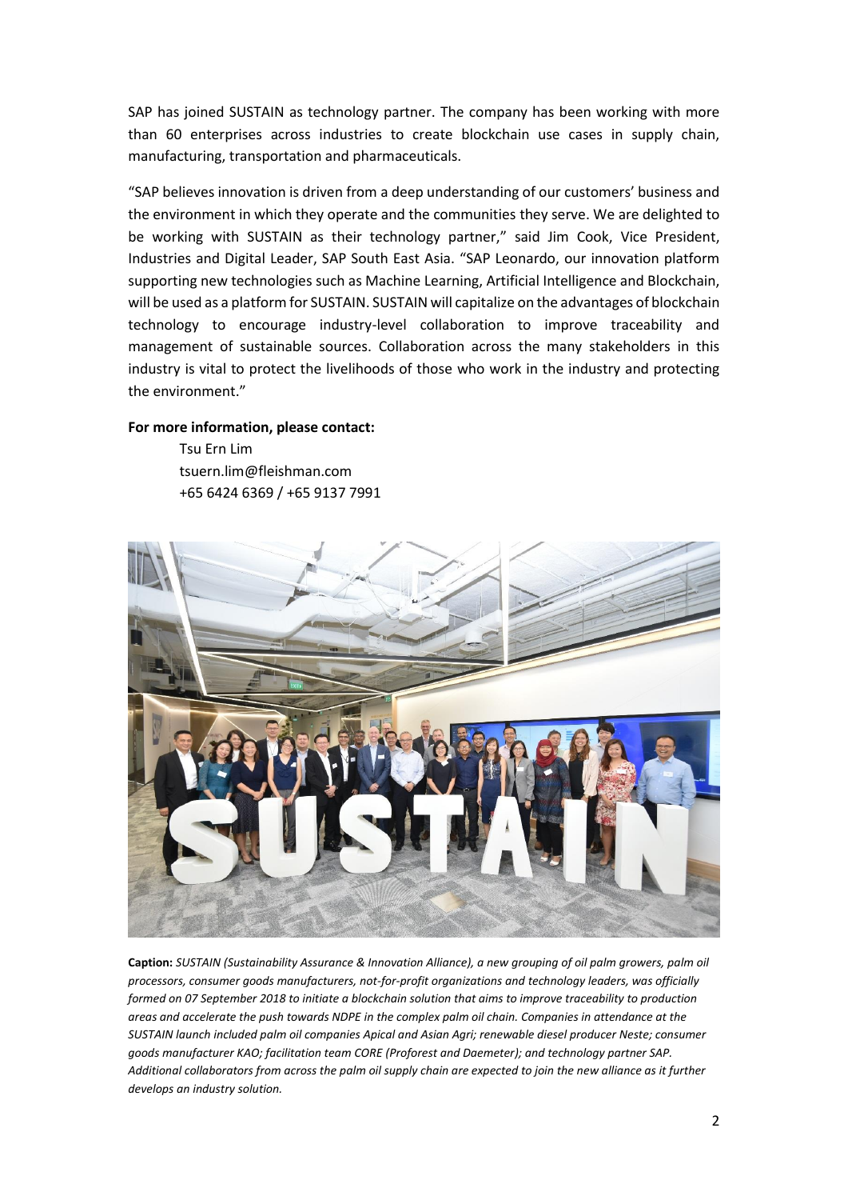SAP has joined SUSTAIN as technology partner. The company has been working with more than 60 enterprises across industries to create blockchain use cases in supply chain, manufacturing, transportation and pharmaceuticals.

"SAP believes innovation is driven from a deep understanding of our customers' business and the environment in which they operate and the communities they serve. We are delighted to be working with SUSTAIN as their technology partner," said Jim Cook, Vice President, Industries and Digital Leader, SAP South East Asia. "SAP Leonardo, our innovation platform supporting new technologies such as Machine Learning, Artificial Intelligence and Blockchain, will be used as a platform for SUSTAIN. SUSTAIN will capitalize on the advantages of blockchain technology to encourage industry-level collaboration to improve traceability and management of sustainable sources. Collaboration across the many stakeholders in this industry is vital to protect the livelihoods of those who work in the industry and protecting the environment."

**For more information, please contact:**

Tsu Ern Lim
tsuern.lim@fleishman.com
+65 6424 6369 / +65 9137 7991

**Caption:** *SUSTAIN (Sustainability Assurance & Innovation Alliance), a new grouping of oil palm growers, palm oil processors, consumer goods manufacturers, not-for-profit organizations and technology leaders, was officially formed on 07 September 2018 to initiate a blockchain solution that aims to improve traceability to production areas and accelerate the push towards NDPE in the complex palm oil chain. Companies in attendance at the SUSTAIN launch included palm oil companies Apical and Asian Agri; renewable diesel producer Neste; consumer goods manufacturer KAO; facilitation team CORE (Proforest and Daemeter); and technology partner SAP. Additional collaborators from across the palm oil supply chain are expected to join the new alliance as it further develops an industry solution.*